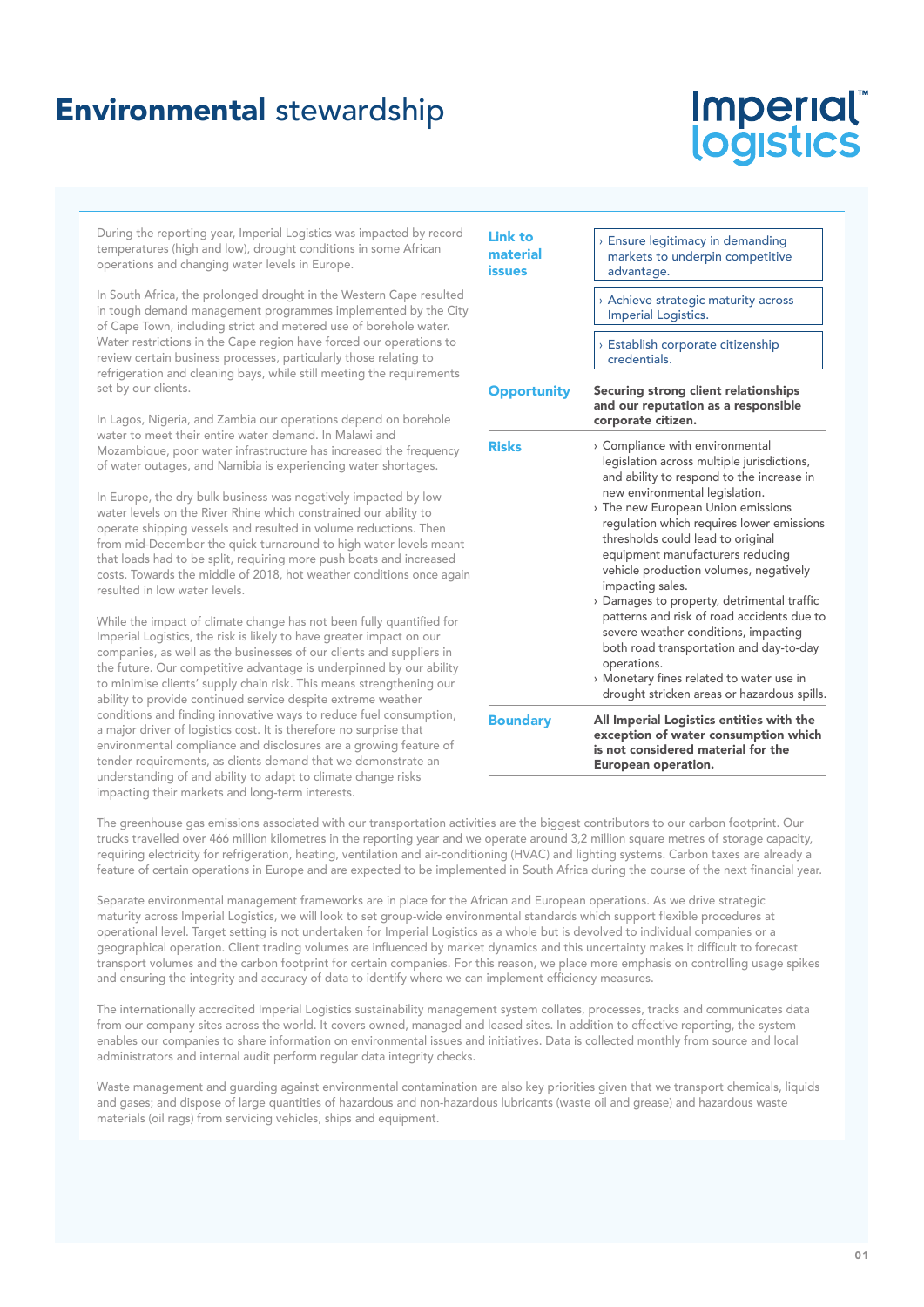# **Environmental** stewardship

During the reporting year, Imperial Logistics was impacted by record temperatures (high and low), drought conditions in some African operations and changing water levels in Europe.

In South Africa, the prolonged drought in the Western Cape resulted in tough demand management programmes implemented by the City of Cape Town, including strict and metered use of borehole water. Water restrictions in the Cape region have forced our operations to review certain business processes, particularly those relating to refrigeration and cleaning bays, while still meeting the requirements set by our clients.

In Lagos, Nigeria, and Zambia our operations depend on borehole water to meet their entire water demand. In Malawi and Mozambique, poor water infrastructure has increased the frequency of water outages, and Namibia is experiencing water shortages.

In Europe, the dry bulk business was negatively impacted by low water levels on the River Rhine which constrained our ability to operate shipping vessels and resulted in volume reductions. Then from mid-December the quick turnaround to high water levels meant that loads had to be split, requiring more push boats and increased costs. Towards the middle of 2018, hot weather conditions once again resulted in low water levels.

While the impact of climate change has not been fully quantified for Imperial Logistics, the risk is likely to have greater impact on our companies, as well as the businesses of our clients and suppliers in the future. Our competitive advantage is underpinned by our ability to minimise clients' supply chain risk. This means strengthening our ability to provide continued service despite extreme weather conditions and finding innovative ways to reduce fuel consumption, a major driver of logistics cost. It is therefore no surprise that environmental compliance and disclosures are a growing feature of tender requirements, as clients demand that we demonstrate an understanding of and ability to adapt to climate change risks impacting their markets and long-term interests.

| | |
|---|---|
| **Link to material issues** | › Ensure legitimacy in demanding markets to underpin competitive advantage.<br>› Achieve strategic maturity across Imperial Logistics.<br>› Establish corporate citizenship credentials. |
| **Opportunity** | **Securing strong client relationships and our reputation as a responsible corporate citizen.** |
| **Risks** | › Compliance with environmental legislation across multiple jurisdictions, and ability to respond to the increase in new environmental legislation.<br>› The new European Union emissions regulation which requires lower emissions thresholds could lead to original equipment manufacturers reducing vehicle production volumes, negatively impacting sales.<br>› Damages to property, detrimental traffic patterns and risk of road accidents due to severe weather conditions, impacting both road transportation and day-to-day operations.<br>› Monetary fines related to water use in drought stricken areas or hazardous spills. |
| **Boundary** | **All Imperial Logistics entities with the exception of water consumption which is not considered material for the European operation.** |

The greenhouse gas emissions associated with our transportation activities are the biggest contributors to our carbon footprint. Our trucks travelled over 466 million kilometres in the reporting year and we operate around 3,2 million square metres of storage capacity, requiring electricity for refrigeration, heating, ventilation and air-conditioning (HVAC) and lighting systems. Carbon taxes are already a feature of certain operations in Europe and are expected to be implemented in South Africa during the course of the next financial year.

Separate environmental management frameworks are in place for the African and European operations. As we drive strategic maturity across Imperial Logistics, we will look to set group-wide environmental standards which support flexible procedures at operational level. Target setting is not undertaken for Imperial Logistics as a whole but is devolved to individual companies or a geographical operation. Client trading volumes are influenced by market dynamics and this uncertainty makes it difficult to forecast transport volumes and the carbon footprint for certain companies. For this reason, we place more emphasis on controlling usage spikes and ensuring the integrity and accuracy of data to identify where we can implement efficiency measures.

The internationally accredited Imperial Logistics sustainability management system collates, processes, tracks and communicates data from our company sites across the world. It covers owned, managed and leased sites. In addition to effective reporting, the system enables our companies to share information on environmental issues and initiatives. Data is collected monthly from source and local administrators and internal audit perform regular data integrity checks.

Waste management and guarding against environmental contamination are also key priorities given that we transport chemicals, liquids and gases; and dispose of large quantities of hazardous and non-hazardous lubricants (waste oil and grease) and hazardous waste materials (oil rags) from servicing vehicles, ships and equipment.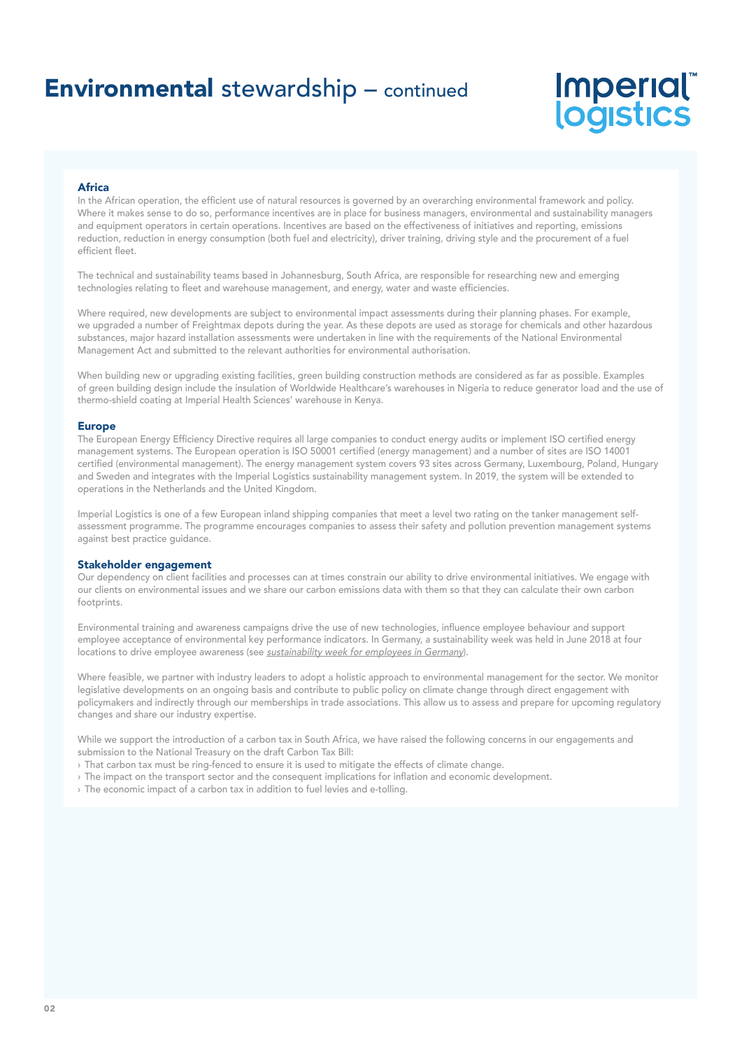# **Environmental** stewardship – continued

## Africa

In the African operation, the efficient use of natural resources is governed by an overarching environmental framework and policy. Where it makes sense to do so, performance incentives are in place for business managers, environmental and sustainability managers and equipment operators in certain operations. Incentives are based on the effectiveness of initiatives and reporting, emissions reduction, reduction in energy consumption (both fuel and electricity), driver training, driving style and the procurement of a fuel efficient fleet.

The technical and sustainability teams based in Johannesburg, South Africa, are responsible for researching new and emerging technologies relating to fleet and warehouse management, and energy, water and waste efficiencies.

Where required, new developments are subject to environmental impact assessments during their planning phases. For example, we upgraded a number of Freightmax depots during the year. As these depots are used as storage for chemicals and other hazardous substances, major hazard installation assessments were undertaken in line with the requirements of the National Environmental Management Act and submitted to the relevant authorities for environmental authorisation.

When building new or upgrading existing facilities, green building construction methods are considered as far as possible. Examples of green building design include the insulation of Worldwide Healthcare's warehouses in Nigeria to reduce generator load and the use of thermo-shield coating at Imperial Health Sciences' warehouse in Kenya.

## Europe

The European Energy Efficiency Directive requires all large companies to conduct energy audits or implement ISO certified energy management systems. The European operation is ISO 50001 certified (energy management) and a number of sites are ISO 14001 certified (environmental management). The energy management system covers 93 sites across Germany, Luxembourg, Poland, Hungary and Sweden and integrates with the Imperial Logistics sustainability management system. In 2019, the system will be extended to operations in the Netherlands and the United Kingdom.

Imperial Logistics is one of a few European inland shipping companies that meet a level two rating on the tanker management self-assessment programme. The programme encourages companies to assess their safety and pollution prevention management systems against best practice guidance.

## Stakeholder engagement

Our dependency on client facilities and processes can at times constrain our ability to drive environmental initiatives. We engage with our clients on environmental issues and we share our carbon emissions data with them so that they can calculate their own carbon footprints.

Environmental training and awareness campaigns drive the use of new technologies, influence employee behaviour and support employee acceptance of environmental key performance indicators. In Germany, a sustainability week was held in June 2018 at four locations to drive employee awareness (see *sustainability week for employees in Germany*).

Where feasible, we partner with industry leaders to adopt a holistic approach to environmental management for the sector. We monitor legislative developments on an ongoing basis and contribute to public policy on climate change through direct engagement with policymakers and indirectly through our memberships in trade associations. This allow us to assess and prepare for upcoming regulatory changes and share our industry expertise.

While we support the introduction of a carbon tax in South Africa, we have raised the following concerns in our engagements and submission to the National Treasury on the draft Carbon Tax Bill:

- That carbon tax must be ring-fenced to ensure it is used to mitigate the effects of climate change.
- The impact on the transport sector and the consequent implications for inflation and economic development.
- The economic impact of a carbon tax in addition to fuel levies and e-tolling.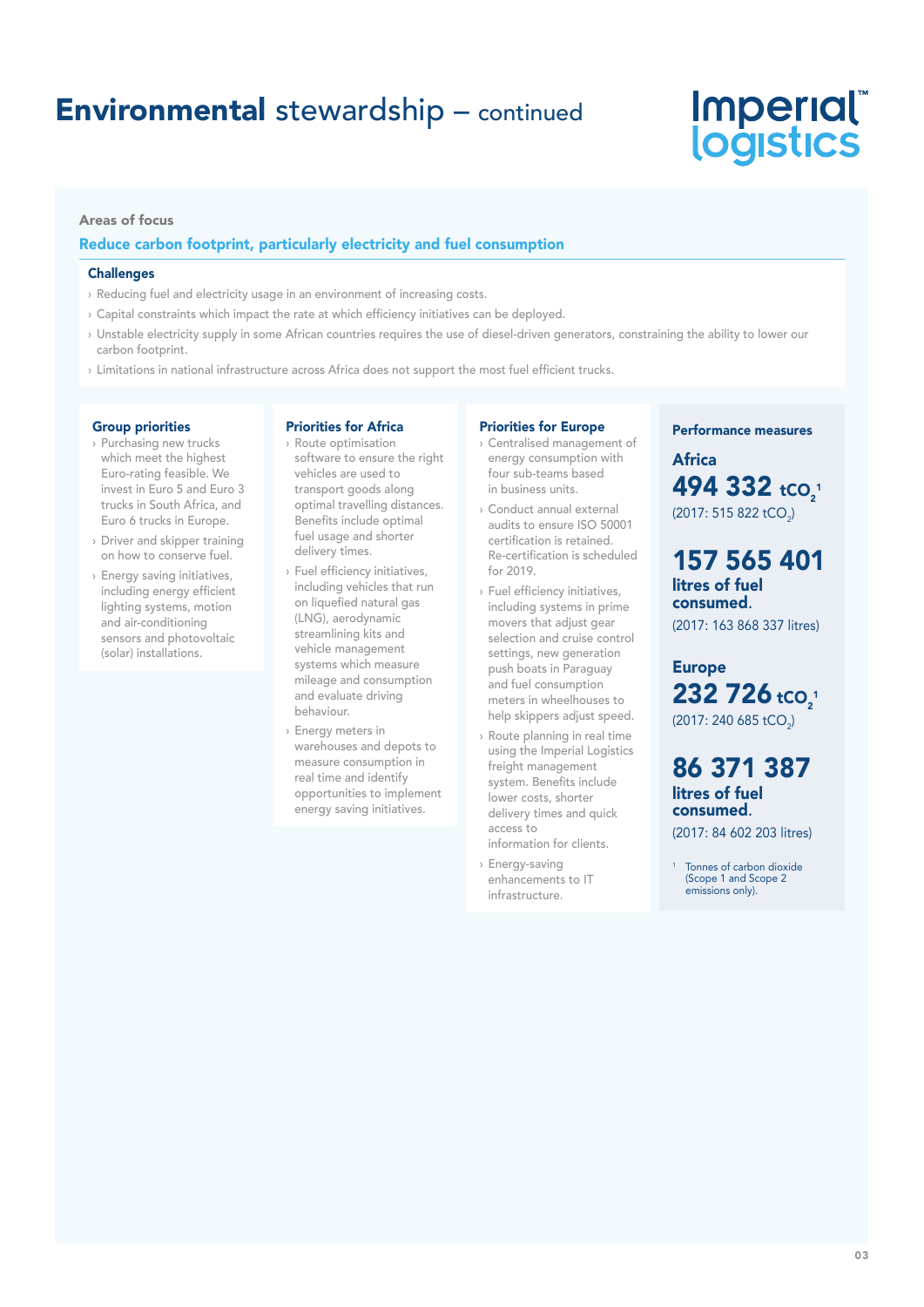# **Environmental** stewardship – continued

Imperial logistics

### Areas of focus

## Reduce carbon footprint, particularly electricity and fuel consumption

### Challenges

- Reducing fuel and electricity usage in an environment of increasing costs.
- Capital constraints which impact the rate at which efficiency initiatives can be deployed.
- Unstable electricity supply in some African countries requires the use of diesel-driven generators, constraining the ability to lower our carbon footprint.
- Limitations in national infrastructure across Africa does not support the most fuel efficient trucks.

### Group priorities

- Purchasing new trucks which meet the highest Euro-rating feasible. We invest in Euro 5 and Euro 3 trucks in South Africa, and Euro 6 trucks in Europe.
- Driver and skipper training on how to conserve fuel.
- Energy saving initiatives, including energy efficient lighting systems, motion and air-conditioning sensors and photovoltaic (solar) installations.

### Priorities for Africa

- Route optimisation software to ensure the right vehicles are used to transport goods along optimal travelling distances. Benefits include optimal fuel usage and shorter delivery times.
- Fuel efficiency initiatives, including vehicles that run on liquefied natural gas (LNG), aerodynamic streamlining kits and vehicle management systems which measure mileage and consumption and evaluate driving behaviour.
- Energy meters in warehouses and depots to measure consumption in real time and identify opportunities to implement energy saving initiatives.

### Priorities for Europe

- Centralised management of energy consumption with four sub-teams based in business units.
- Conduct annual external audits to ensure ISO 50001 certification is retained. Re-certification is scheduled for 2019.
- Fuel efficiency initiatives, including systems in prime movers that adjust gear selection and cruise control settings, new generation push boats in Paraguay and fuel consumption meters in wheelhouses to help skippers adjust speed.
- Route planning in real time using the Imperial Logistics freight management system. Benefits include lower costs, shorter delivery times and quick access to information for clients.
- Energy-saving enhancements to IT infrastructure.

### Performance measures

**Africa**

**494 332** $tCO_2$[1]
(2017: 515 822 $tCO_2$)

**157 565 401**
**litres of fuel consumed.**
(2017: 163 868 337 litres)

**Europe**

**232 726** $tCO_2$[1]
(2017: 240 685 $tCO_2$)

**86 371 387**
**litres of fuel consumed.**
(2017: 84 602 203 litres)

[1] Tonnes of carbon dioxide (Scope 1 and Scope 2 emissions only).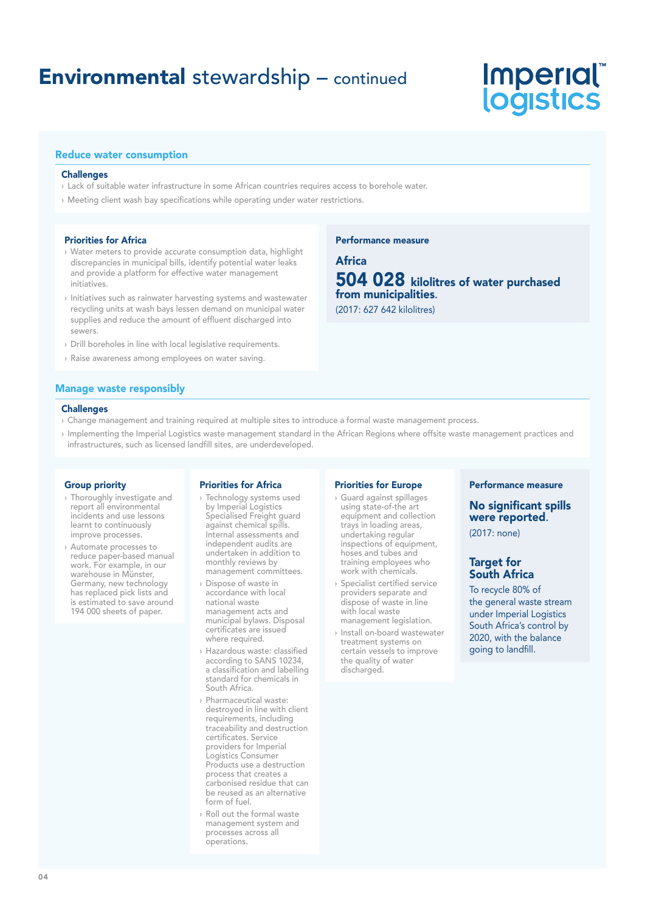# Environmental stewardship – continued

## Reduce water consumption

### Challenges

- Lack of suitable water infrastructure in some African countries requires access to borehole water.
- Meeting client wash bay specifications while operating under water restrictions.

### Priorities for Africa

- Water meters to provide accurate consumption data, highlight discrepancies in municipal bills, identify potential water leaks and provide a platform for effective water management initiatives.
- Initiatives such as rainwater harvesting systems and wastewater recycling units at wash bays lessen demand on municipal water supplies and reduce the amount of effluent discharged into sewers.
- Drill boreholes in line with local legislative requirements.
- Raise awareness among employees on water saving.

### Performance measure

**Africa**

**504 028 kilolitres of water purchased from municipalities.**

(2017: 627 642 kilolitres)

## Manage waste responsibly

### Challenges

- Change management and training required at multiple sites to introduce a formal waste management process.
- Implementing the Imperial Logistics waste management standard in the African Regions where offsite waste management practices and infrastructures, such as licensed landfill sites, are underdeveloped.

### Group priority

- Thoroughly investigate and report all environmental incidents and use lessons learnt to continuously improve processes.
- Automate processes to reduce paper-based manual work. For example, in our warehouse in Münster, Germany, new technology has replaced pick lists and is estimated to save around 194 000 sheets of paper.

### Priorities for Africa

- Technology systems used by Imperial Logistics Specialised Freight guard against chemical spills. Internal assessments and independent audits are undertaken in addition to monthly reviews by management committees.
- Dispose of waste in accordance with local national waste management acts and municipal bylaws. Disposal certificates are issued where required.
- Hazardous waste: classified according to SANS 10234, a classification and labelling standard for chemicals in South Africa.
- Pharmaceutical waste: destroyed in line with client requirements, including traceability and destruction certificates. Service providers for Imperial Logistics Consumer Products use a destruction process that creates a carbonised residue that can be reused as an alternative form of fuel.
- Roll out the formal waste management system and processes across all operations.

### Priorities for Europe

- Guard against spillages using state-of-the art equipment and collection trays in loading areas, undertaking regular inspections of equipment, hoses and tubes and training employees who work with chemicals.
- Specialist certified service providers separate and dispose of waste in line with local waste management legislation.
- Install on-board wastewater treatment systems on certain vessels to improve the quality of water discharged.

### Performance measure

**No significant spills were reported.**

(2017: none)

**Target for South Africa**

To recycle 80% of the general waste stream under Imperial Logistics South Africa's control by 2020, with the balance going to landfill.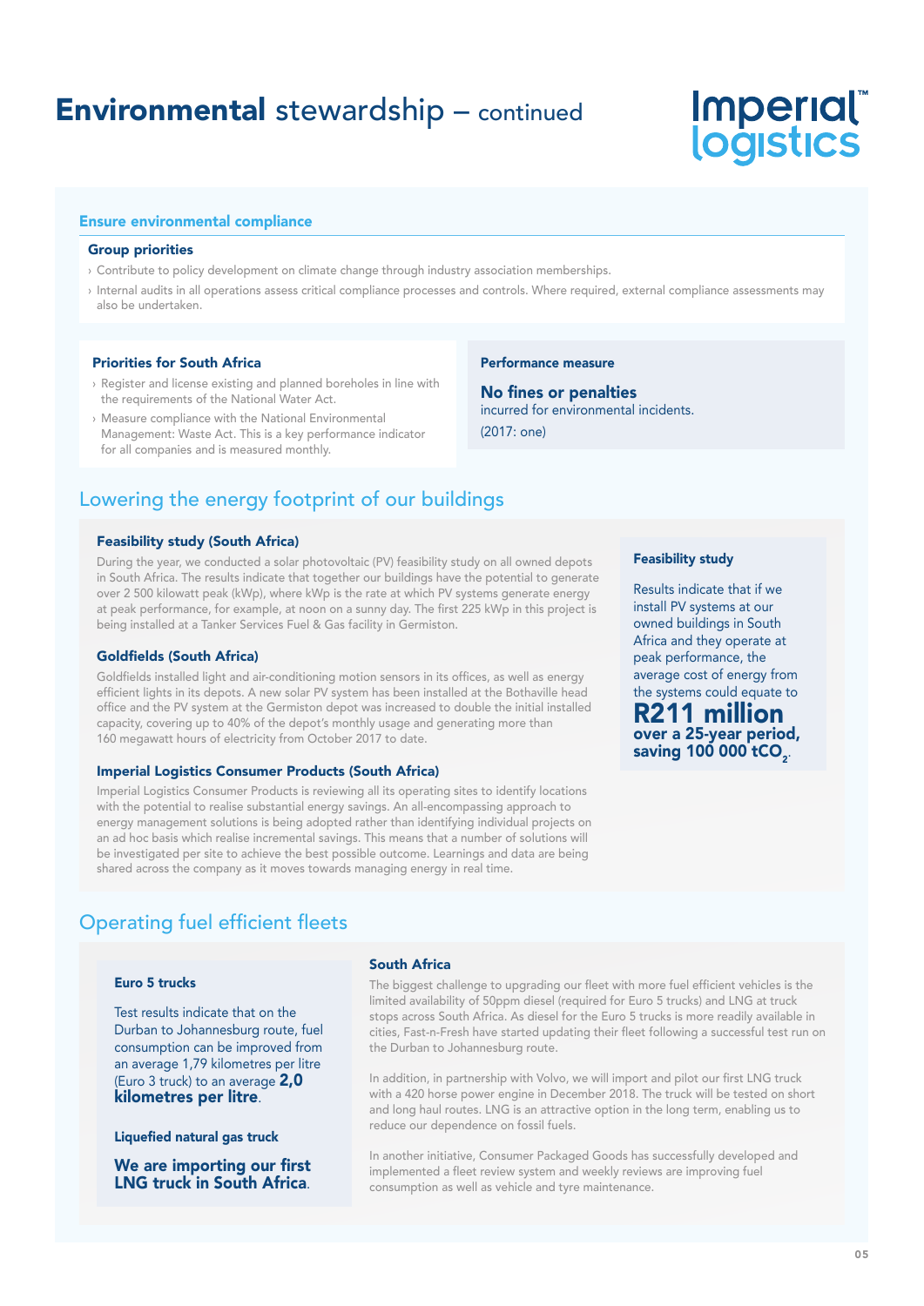# **Environmental** stewardship – continued

## Ensure environmental compliance

### Group priorities

- Contribute to policy development on climate change through industry association memberships.
- Internal audits in all operations assess critical compliance processes and controls. Where required, external compliance assessments may also be undertaken.

### Priorities for South Africa

- Register and license existing and planned boreholes in line with the requirements of the National Water Act.
- Measure compliance with the National Environmental Management: Waste Act. This is a key performance indicator for all companies and is measured monthly.

### Performance measure

**No fines or penalties**
incurred for environmental incidents.

(2017: one)

## Lowering the energy footprint of our buildings

### Feasibility study (South Africa)

During the year, we conducted a solar photovoltaic (PV) feasibility study on all owned depots in South Africa. The results indicate that together our buildings have the potential to generate over 2 500 kilowatt peak (kWp), where kWp is the rate at which PV systems generate energy at peak performance, for example, at noon on a sunny day. The first 225 kWp in this project is being installed at a Tanker Services Fuel & Gas facility in Germiston.

### Goldfields (South Africa)

Goldfields installed light and air-conditioning motion sensors in its offices, as well as energy efficient lights in its depots. A new solar PV system has been installed at the Bothaville head office and the PV system at the Germiston depot was increased to double the initial installed capacity, covering up to 40% of the depot's monthly usage and generating more than 160 megawatt hours of electricity from October 2017 to date.

### Imperial Logistics Consumer Products (South Africa)

Imperial Logistics Consumer Products is reviewing all its operating sites to identify locations with the potential to realise substantial energy savings. An all-encompassing approach to energy management solutions is being adopted rather than identifying individual projects on an ad hoc basis which realise incremental savings. This means that a number of solutions will be investigated per site to achieve the best possible outcome. Learnings and data are being shared across the company as it moves towards managing energy in real time.

### Feasibility study

Results indicate that if we install PV systems at our owned buildings in South Africa and they operate at peak performance, the average cost of energy from the systems could equate to **R211 million over a 25-year period, saving 100 000 t$CO_2$.**

## Operating fuel efficient fleets

### Euro 5 trucks

Test results indicate that on the Durban to Johannesburg route, fuel consumption can be improved from an average 1,79 kilometres per litre (Euro 3 truck) to an average **2,0 kilometres per litre**.

### Liquefied natural gas truck

**We are importing our first LNG truck in South Africa.**

### South Africa

The biggest challenge to upgrading our fleet with more fuel efficient vehicles is the limited availability of 50ppm diesel (required for Euro 5 trucks) and LNG at truck stops across South Africa. As diesel for the Euro 5 trucks is more readily available in cities, Fast-n-Fresh have started updating their fleet following a successful test run on the Durban to Johannesburg route.

In addition, in partnership with Volvo, we will import and pilot our first LNG truck with a 420 horse power engine in December 2018. The truck will be tested on short and long haul routes. LNG is an attractive option in the long term, enabling us to reduce our dependence on fossil fuels.

In another initiative, Consumer Packaged Goods has successfully developed and implemented a fleet review system and weekly reviews are improving fuel consumption as well as vehicle and tyre maintenance.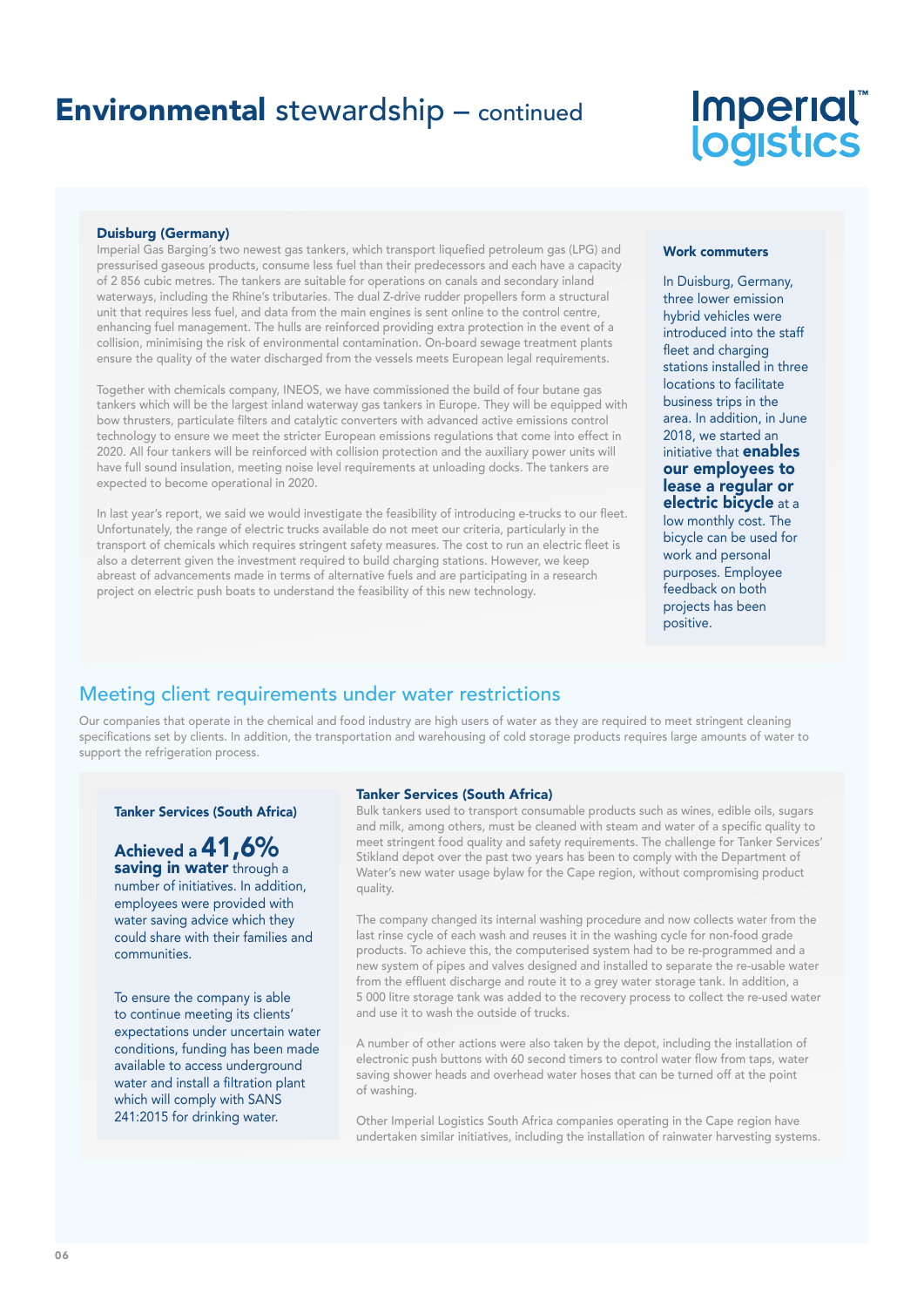# **Environmental** stewardship – continued

### Duisburg (Germany)

Imperial Gas Barging's two newest gas tankers, which transport liquefied petroleum gas (LPG) and pressurised gaseous products, consume less fuel than their predecessors and each have a capacity of 2 856 cubic metres. The tankers are suitable for operations on canals and secondary inland waterways, including the Rhine's tributaries. The dual Z-drive rudder propellers form a structural unit that requires less fuel, and data from the main engines is sent online to the control centre, enhancing fuel management. The hulls are reinforced providing extra protection in the event of a collision, minimising the risk of environmental contamination. On-board sewage treatment plants ensure the quality of the water discharged from the vessels meets European legal requirements.

Together with chemicals company, INEOS, we have commissioned the build of four butane gas tankers which will be the largest inland waterway gas tankers in Europe. They will be equipped with bow thrusters, particulate filters and catalytic converters with advanced active emissions control technology to ensure we meet the stricter European emissions regulations that come into effect in 2020. All four tankers will be reinforced with collision protection and the auxiliary power units will have full sound insulation, meeting noise level requirements at unloading docks. The tankers are expected to become operational in 2020.

In last year's report, we said we would investigate the feasibility of introducing e-trucks to our fleet. Unfortunately, the range of electric trucks available do not meet our criteria, particularly in the transport of chemicals which requires stringent safety measures. The cost to run an electric fleet is also a deterrent given the investment required to build charging stations. However, we keep abreast of advancements made in terms of alternative fuels and are participating in a research project on electric push boats to understand the feasibility of this new technology.

### Work commuters

In Duisburg, Germany, three lower emission hybrid vehicles were introduced into the staff fleet and charging stations installed in three locations to facilitate business trips in the area. In addition, in June 2018, we started an initiative that **enables our employees to lease a regular or electric bicycle** at a low monthly cost. The bicycle can be used for work and personal purposes. Employee feedback on both projects has been positive.

## Meeting client requirements under water restrictions

Our companies that operate in the chemical and food industry are high users of water as they are required to meet stringent cleaning specifications set by clients. In addition, the transportation and warehousing of cold storage products requires large amounts of water to support the refrigeration process.

### Tanker Services (South Africa)

**Achieved a 41,6% saving in water** through a number of initiatives. In addition, employees were provided with water saving advice which they could share with their families and communities.

To ensure the company is able to continue meeting its clients' expectations under uncertain water conditions, funding has been made available to access underground water and install a filtration plant which will comply with SANS 241:2015 for drinking water.

### Tanker Services (South Africa)

Bulk tankers used to transport consumable products such as wines, edible oils, sugars and milk, among others, must be cleaned with steam and water of a specific quality to meet stringent food quality and safety requirements. The challenge for Tanker Services' Stikland depot over the past two years has been to comply with the Department of Water's new water usage bylaw for the Cape region, without compromising product quality.

The company changed its internal washing procedure and now collects water from the last rinse cycle of each wash and reuses it in the washing cycle for non-food grade products. To achieve this, the computerised system had to be re-programmed and a new system of pipes and valves designed and installed to separate the re-usable water from the effluent discharge and route it to a grey water storage tank. In addition, a 5 000 litre storage tank was added to the recovery process to collect the re-used water and use it to wash the outside of trucks.

A number of other actions were also taken by the depot, including the installation of electronic push buttons with 60 second timers to control water flow from taps, water saving shower heads and overhead water hoses that can be turned off at the point of washing.

Other Imperial Logistics South Africa companies operating in the Cape region have undertaken similar initiatives, including the installation of rainwater harvesting systems.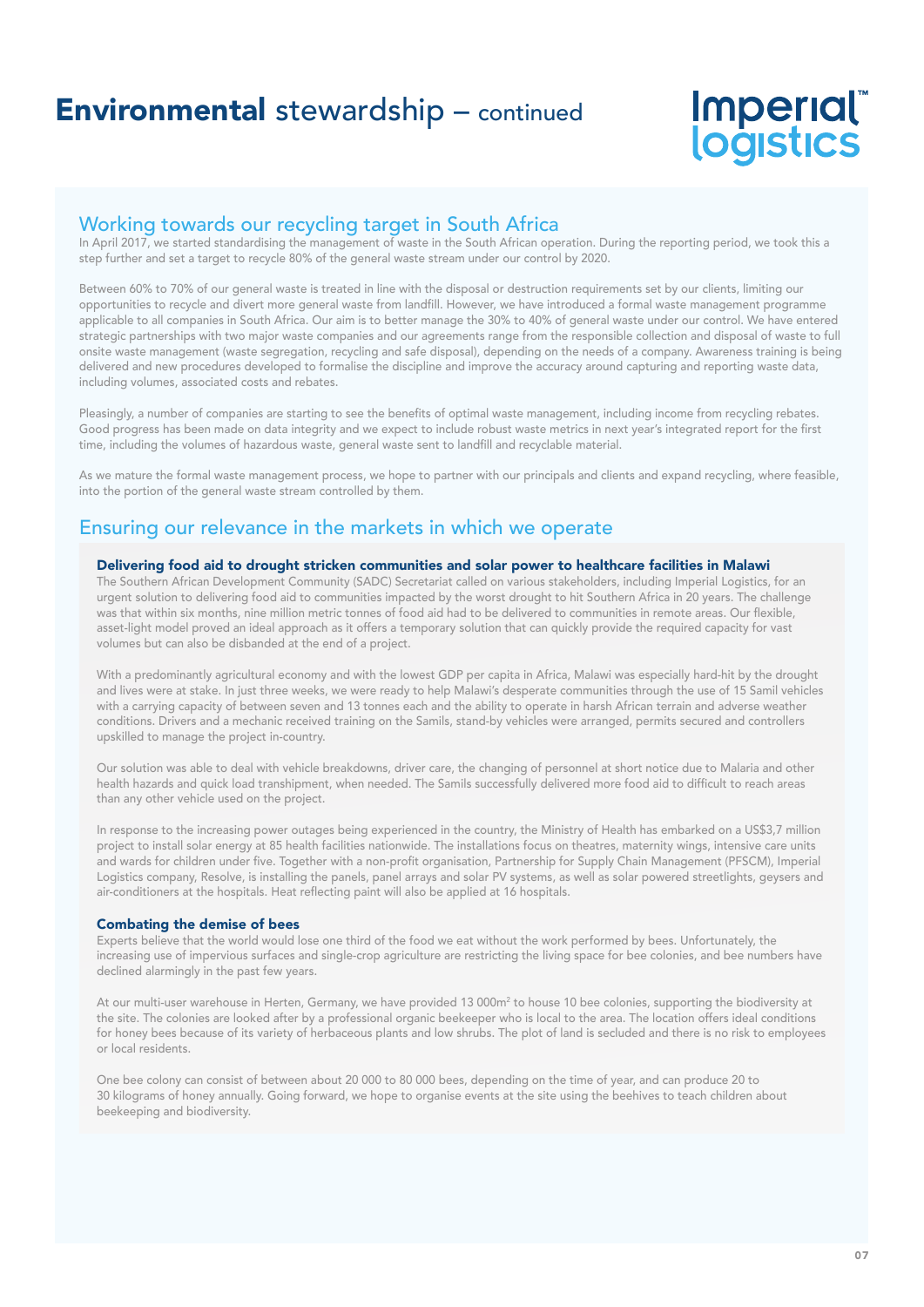# **Environmental** stewardship – continued

## Working towards our recycling target in South Africa

In April 2017, we started standardising the management of waste in the South African operation. During the reporting period, we took this a step further and set a target to recycle 80% of the general waste stream under our control by 2020.

Between 60% to 70% of our general waste is treated in line with the disposal or destruction requirements set by our clients, limiting our opportunities to recycle and divert more general waste from landfill. However, we have introduced a formal waste management programme applicable to all companies in South Africa. Our aim is to better manage the 30% to 40% of general waste under our control. We have entered strategic partnerships with two major waste companies and our agreements range from the responsible collection and disposal of waste to full onsite waste management (waste segregation, recycling and safe disposal), depending on the needs of a company. Awareness training is being delivered and new procedures developed to formalise the discipline and improve the accuracy around capturing and reporting waste data, including volumes, associated costs and rebates.

Pleasingly, a number of companies are starting to see the benefits of optimal waste management, including income from recycling rebates. Good progress has been made on data integrity and we expect to include robust waste metrics in next year's integrated report for the first time, including the volumes of hazardous waste, general waste sent to landfill and recyclable material.

As we mature the formal waste management process, we hope to partner with our principals and clients and expand recycling, where feasible, into the portion of the general waste stream controlled by them.

## Ensuring our relevance in the markets in which we operate

### Delivering food aid to drought stricken communities and solar power to healthcare facilities in Malawi

The Southern African Development Community (SADC) Secretariat called on various stakeholders, including Imperial Logistics, for an urgent solution to delivering food aid to communities impacted by the worst drought to hit Southern Africa in 20 years. The challenge was that within six months, nine million metric tonnes of food aid had to be delivered to communities in remote areas. Our flexible, asset-light model proved an ideal approach as it offers a temporary solution that can quickly provide the required capacity for vast volumes but can also be disbanded at the end of a project.

With a predominantly agricultural economy and with the lowest GDP per capita in Africa, Malawi was especially hard-hit by the drought and lives were at stake. In just three weeks, we were ready to help Malawi's desperate communities through the use of 15 Samil vehicles with a carrying capacity of between seven and 13 tonnes each and the ability to operate in harsh African terrain and adverse weather conditions. Drivers and a mechanic received training on the Samils, stand-by vehicles were arranged, permits secured and controllers upskilled to manage the project in-country.

Our solution was able to deal with vehicle breakdowns, driver care, the changing of personnel at short notice due to Malaria and other health hazards and quick load transhipment, when needed. The Samils successfully delivered more food aid to difficult to reach areas than any other vehicle used on the project.

In response to the increasing power outages being experienced in the country, the Ministry of Health has embarked on a US$3,7 million project to install solar energy at 85 health facilities nationwide. The installations focus on theatres, maternity wings, intensive care units and wards for children under five. Together with a non-profit organisation, Partnership for Supply Chain Management (PFSCM), Imperial Logistics company, Resolve, is installing the panels, panel arrays and solar PV systems, as well as solar powered streetlights, geysers and air-conditioners at the hospitals. Heat reflecting paint will also be applied at 16 hospitals.

### Combating the demise of bees

Experts believe that the world would lose one third of the food we eat without the work performed by bees. Unfortunately, the increasing use of impervious surfaces and single-crop agriculture are restricting the living space for bee colonies, and bee numbers have declined alarmingly in the past few years.

At our multi-user warehouse in Herten, Germany, we have provided 13 000m² to house 10 bee colonies, supporting the biodiversity at the site. The colonies are looked after by a professional organic beekeeper who is local to the area. The location offers ideal conditions for honey bees because of its variety of herbaceous plants and low shrubs. The plot of land is secluded and there is no risk to employees or local residents.

One bee colony can consist of between about 20 000 to 80 000 bees, depending on the time of year, and can produce 20 to 30 kilograms of honey annually. Going forward, we hope to organise events at the site using the beehives to teach children about beekeeping and biodiversity.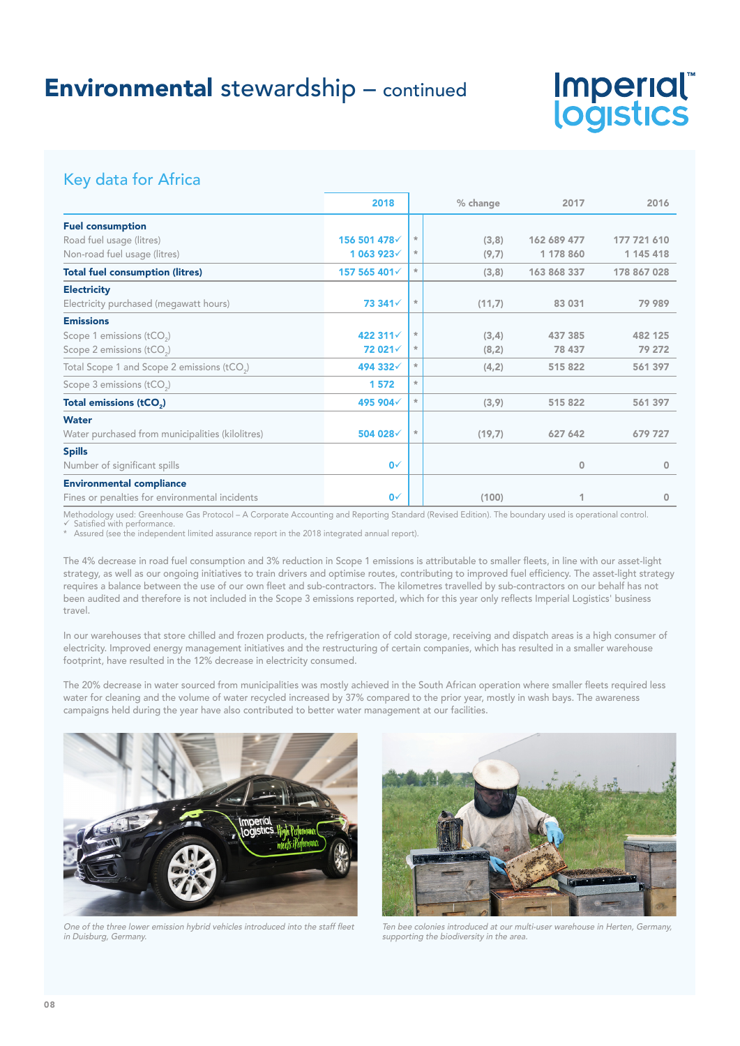# **Environmental** stewardship – continued

## Key data for Africa

| | 2018 | | % change | 2017 | 2016 |
|---|---|---|---|---|---|
| **Fuel consumption** | | | | | |
| Road fuel usage (litres) | 156 501 478✓ | * | (3,8) | 162 689 477 | 177 721 610 |
| Non-road fuel usage (litres) | 1 063 923✓ | * | (9,7) | 1 178 860 | 1 145 418 |
| **Total fuel consumption (litres)** | 157 565 401✓ | * | (3,8) | 163 868 337 | 178 867 028 |
| **Electricity** | | | | | |
| Electricity purchased (megawatt hours) | 73 341✓ | * | (11,7) | 83 031 | 79 989 |
| **Emissions** | | | | | |
| Scope 1 emissions ($tCO_2$) | 422 311✓ | * | (3,4) | 437 385 | 482 125 |
| Scope 2 emissions ($tCO_2$) | 72 021✓ | * | (8,2) | 78 437 | 79 272 |
| Total Scope 1 and Scope 2 emissions ($tCO_2$) | 494 332✓ | * | (4,2) | 515 822 | 561 397 |
| Scope 3 emissions ($tCO_2$) | 1 572 | * | | | |
| **Total emissions ($tCO_2$)** | 495 904✓ | * | (3,9) | 515 822 | 561 397 |
| **Water** | | | | | |
| Water purchased from municipalities (kilolitres) | 504 028✓ | * | (19,7) | 627 642 | 679 727 |
| **Spills** | | | | | |
| Number of significant spills | 0✓ | | | 0 | 0 |
| **Environmental compliance** | | | | | |
| Fines or penalties for environmental incidents | 0✓ | | (100) | 1 | 0 |

Methodology used: Greenhouse Gas Protocol – A Corporate Accounting and Reporting Standard (Revised Edition). The boundary used is operational control.
✓ Satisfied with performance.
* Assured (see the independent limited assurance report in the 2018 integrated annual report).

The 4% decrease in road fuel consumption and 3% reduction in Scope 1 emissions is attributable to smaller fleets, in line with our asset-light strategy, as well as our ongoing initiatives to train drivers and optimise routes, contributing to improved fuel efficiency. The asset-light strategy requires a balance between the use of our own fleet and sub-contractors. The kilometres travelled by sub-contractors on our behalf has not been audited and therefore is not included in the Scope 3 emissions reported, which for this year only reflects Imperial Logistics' business travel.

In our warehouses that store chilled and frozen products, the refrigeration of cold storage, receiving and dispatch areas is a high consumer of electricity. Improved energy management initiatives and the restructuring of certain companies, which has resulted in a smaller warehouse footprint, have resulted in the 12% decrease in electricity consumed.

The 20% decrease in water sourced from municipalities was mostly achieved in the South African operation where smaller fleets required less water for cleaning and the volume of water recycled increased by 37% compared to the prior year, mostly in wash bays. The awareness campaigns held during the year have also contributed to better water management at our facilities.

*One of the three lower emission hybrid vehicles introduced into the staff fleet in Duisburg, Germany.*

*Ten bee colonies introduced at our multi-user warehouse in Herten, Germany, supporting the biodiversity in the area.*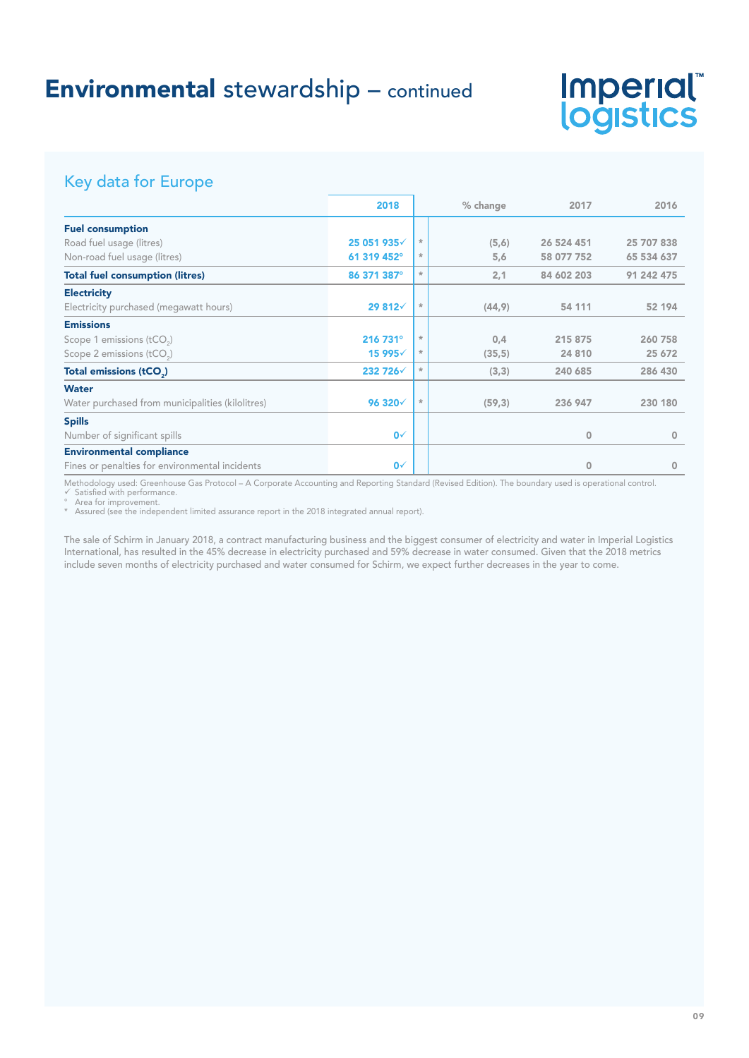# Environmental stewardship – continued

## Key data for Europe

| | 2018 | | % change | 2017 | 2016 |
|---|---|---|---|---|---|
| **Fuel consumption** | | | | | |
| Road fuel usage (litres) | 25 051 935✓ | * | (5,6) | 26 524 451 | 25 707 838 |
| Non-road fuel usage (litres) | 61 319 452° | * | 5,6 | 58 077 752 | 65 534 637 |
| **Total fuel consumption (litres)** | 86 371 387° | * | 2,1 | 84 602 203 | 91 242 475 |
| **Electricity** | | | | | |
| Electricity purchased (megawatt hours) | 29 812✓ | * | (44,9) | 54 111 | 52 194 |
| **Emissions** | | | | | |
| Scope 1 emissions ($tCO_2$) | 216 731° | * | 0,4 | 215 875 | 260 758 |
| Scope 2 emissions ($tCO_2$) | 15 995✓ | * | (35,5) | 24 810 | 25 672 |
| **Total emissions ($tCO_2$)** | 232 726✓ | * | (3,3) | 240 685 | 286 430 |
| **Water** | | | | | |
| Water purchased from municipalities (kilolitres) | 96 320✓ | * | (59,3) | 236 947 | 230 180 |
| **Spills** | | | | | |
| Number of significant spills | 0✓ | | | 0 | 0 |
| **Environmental compliance** | | | | | |
| Fines or penalties for environmental incidents | 0✓ | | | 0 | 0 |

Methodology used: Greenhouse Gas Protocol – A Corporate Accounting and Reporting Standard (Revised Edition). The boundary used is operational control.
✓ Satisfied with performance.
° Area for improvement.
* Assured (see the independent limited assurance report in the 2018 integrated annual report).

The sale of Schirm in January 2018, a contract manufacturing business and the biggest consumer of electricity and water in Imperial Logistics International, has resulted in the 45% decrease in electricity purchased and 59% decrease in water consumed. Given that the 2018 metrics include seven months of electricity purchased and water consumed for Schirm, we expect further decreases in the year to come.